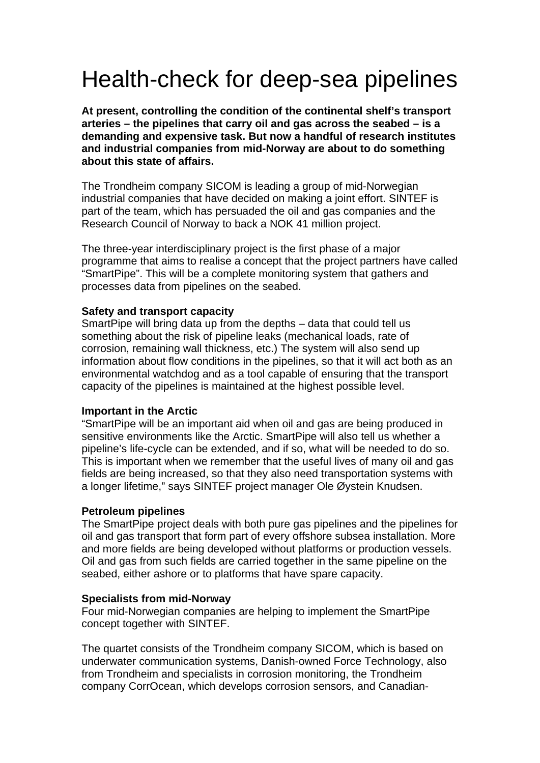# Health-check for deep-sea pipelines

**At present, controlling the condition of the continental shelf's transport arteries – the pipelines that carry oil and gas across the seabed – is a demanding and expensive task. But now a handful of research institutes and industrial companies from mid-Norway are about to do something about this state of affairs.**

The Trondheim company SICOM is leading a group of mid-Norwegian industrial companies that have decided on making a joint effort. SINTEF is part of the team, which has persuaded the oil and gas companies and the Research Council of Norway to back a NOK 41 million project.

The three-year interdisciplinary project is the first phase of a major programme that aims to realise a concept that the project partners have called "SmartPipe". This will be a complete monitoring system that gathers and processes data from pipelines on the seabed.

**Safety and transport capacity**

SmartPipe will bring data up from the depths – data that could tell us something about the risk of pipeline leaks (mechanical loads, rate of corrosion, remaining wall thickness, etc.) The system will also send up information about flow conditions in the pipelines, so that it will act both as an environmental watchdog and as a tool capable of ensuring that the transport capacity of the pipelines is maintained at the highest possible level.

**Important in the Arctic**

"SmartPipe will be an important aid when oil and gas are being produced in sensitive environments like the Arctic. SmartPipe will also tell us whether a pipeline's life-cycle can be extended, and if so, what will be needed to do so. This is important when we remember that the useful lives of many oil and gas fields are being increased, so that they also need transportation systems with a longer lifetime," says SINTEF project manager Ole Øystein Knudsen.

**Petroleum pipelines**

The SmartPipe project deals with both pure gas pipelines and the pipelines for oil and gas transport that form part of every offshore subsea installation. More and more fields are being developed without platforms or production vessels. Oil and gas from such fields are carried together in the same pipeline on the seabed, either ashore or to platforms that have spare capacity.

**Specialists from mid-Norway**

Four mid-Norwegian companies are helping to implement the SmartPipe concept together with SINTEF.

The quartet consists of the Trondheim company SICOM, which is based on underwater communication systems, Danish-owned Force Technology, also from Trondheim and specialists in corrosion monitoring, the Trondheim company CorrOcean, which develops corrosion sensors, and Canadian-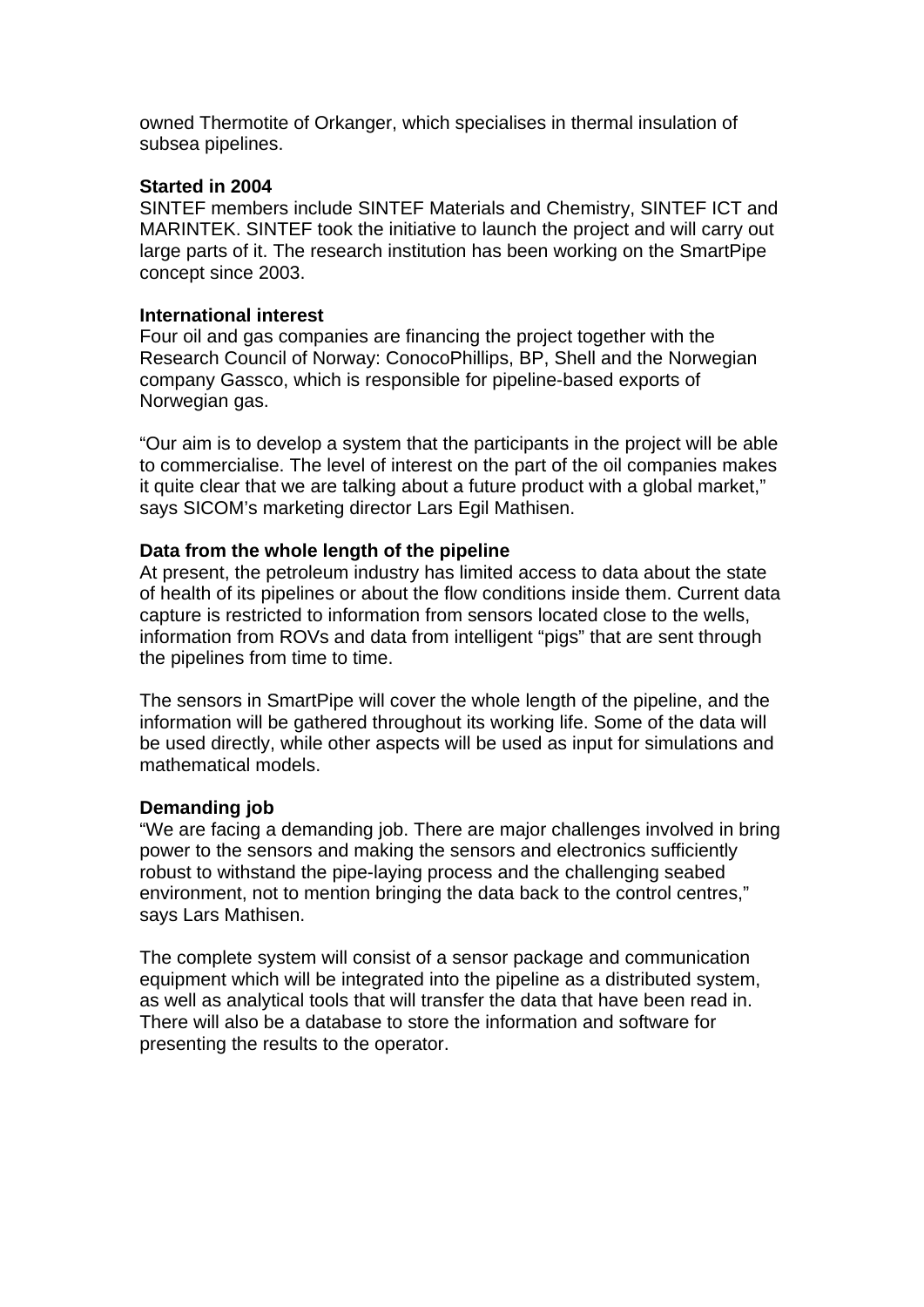owned Thermotite of Orkanger, which specialises in thermal insulation of subsea pipelines.

**Started in 2004**

SINTEF members include SINTEF Materials and Chemistry, SINTEF ICT and MARINTEK. SINTEF took the initiative to launch the project and will carry out large parts of it. The research institution has been working on the SmartPipe concept since 2003.

**International interest**

Four oil and gas companies are financing the project together with the Research Council of Norway: ConocoPhillips, BP, Shell and the Norwegian company Gassco, which is responsible for pipeline-based exports of Norwegian gas.

“Our aim is to develop a system that the participants in the project will be able to commercialise. The level of interest on the part of the oil companies makes it quite clear that we are talking about a future product with a global market,” says SICOM’s marketing director Lars Egil Mathisen.

**Data from the whole length of the pipeline**

At present, the petroleum industry has limited access to data about the state of health of its pipelines or about the flow conditions inside them. Current data capture is restricted to information from sensors located close to the wells, information from ROVs and data from intelligent “pigs” that are sent through the pipelines from time to time.

The sensors in SmartPipe will cover the whole length of the pipeline, and the information will be gathered throughout its working life. Some of the data will be used directly, while other aspects will be used as input for simulations and mathematical models.

**Demanding job**

“We are facing a demanding job. There are major challenges involved in bring power to the sensors and making the sensors and electronics sufficiently robust to withstand the pipe-laying process and the challenging seabed environment, not to mention bringing the data back to the control centres,” says Lars Mathisen.

The complete system will consist of a sensor package and communication equipment which will be integrated into the pipeline as a distributed system, as well as analytical tools that will transfer the data that have been read in. There will also be a database to store the information and software for presenting the results to the operator.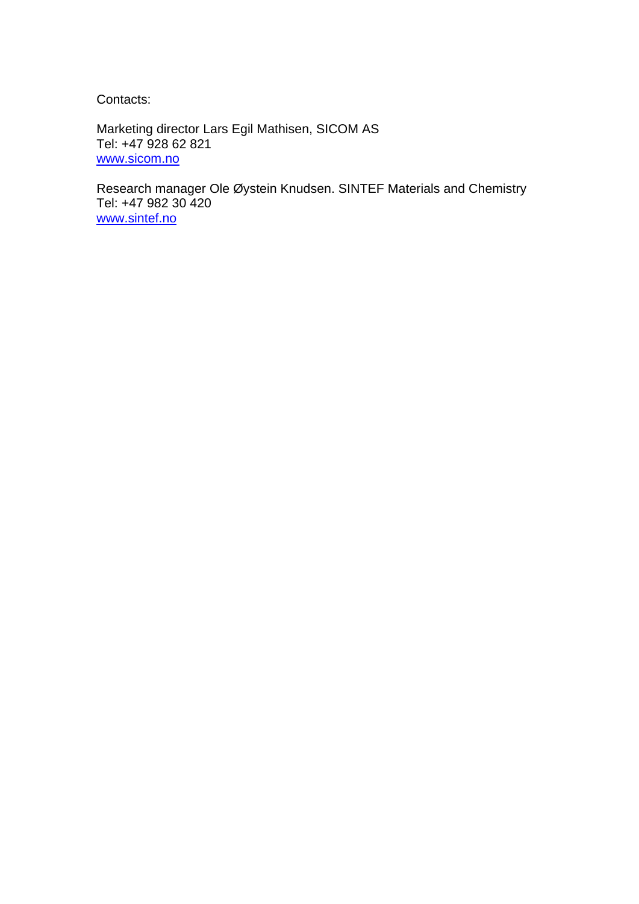Contacts:

Marketing director Lars Egil Mathisen, SICOM AS
Tel: +47 928 62 821
www.sicom.no

Research manager Ole Øystein Knudsen. SINTEF Materials and Chemistry
Tel: +47 982 30 420
www.sintef.no